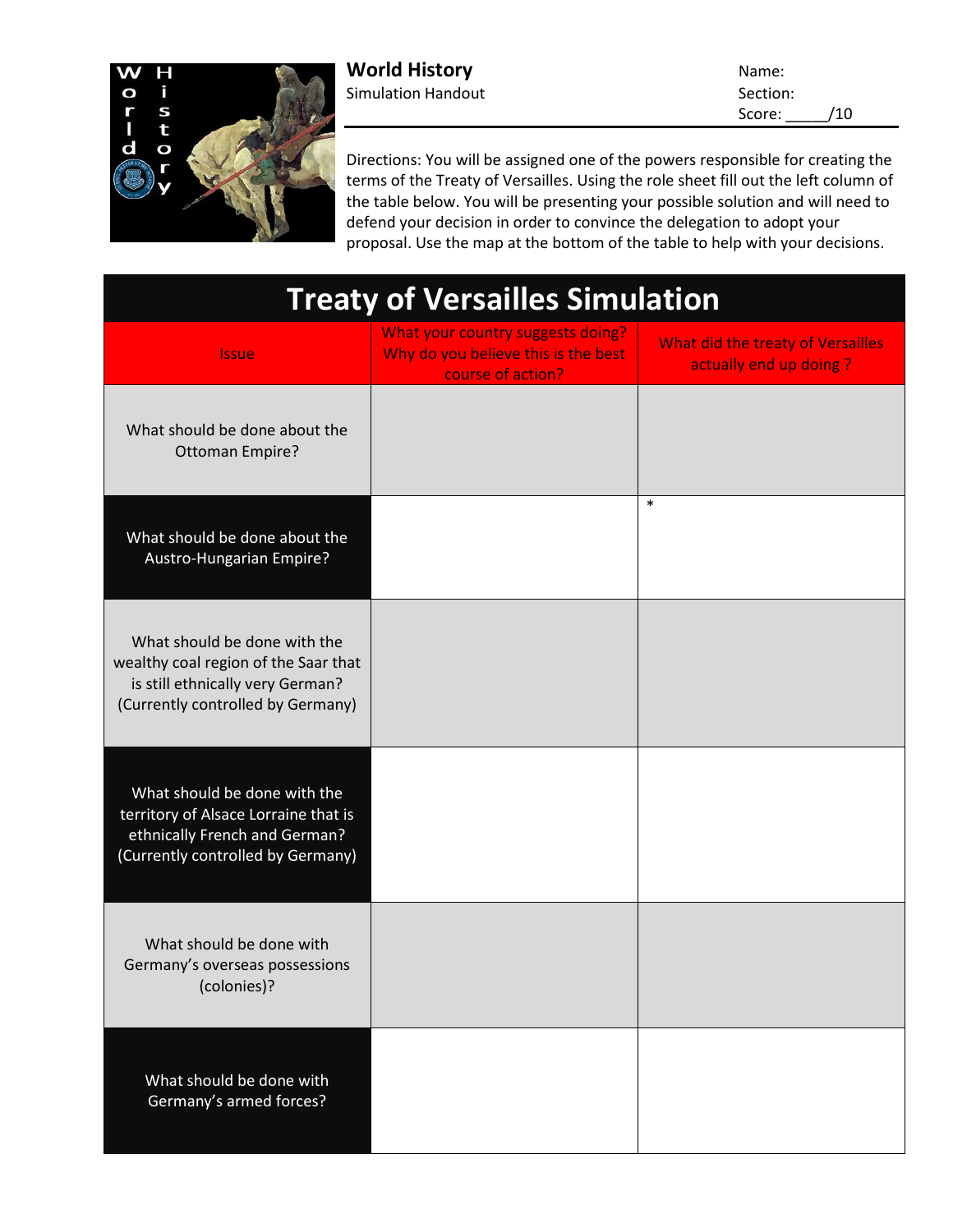**World History**
Simulation Handout

Name:
Section:
Score: _____/10

Directions: You will be assigned one of the powers responsible for creating the terms of the Treaty of Versailles. Using the role sheet fill out the left column of the table below. You will be presenting your possible solution and will need to defend your decision in order to convince the delegation to adopt your proposal. Use the map at the bottom of the table to help with your decisions.

# Treaty of Versailles Simulation

| Issue | What your country suggests doing? Why do you believe this is the best course of action? | What did the treaty of Versailles actually end up doing ? |
|---|---|---|
| What should be done about the Ottoman Empire? | | |
| What should be done about the Austro-Hungarian Empire? | | * |
| What should be done with the wealthy coal region of the Saar that is still ethnically very German? (Currently controlled by Germany) | | |
| What should be done with the territory of Alsace Lorraine that is ethnically French and German? (Currently controlled by Germany) | | |
| What should be done with Germany's overseas possessions (colonies)? | | |
| What should be done with Germany's armed forces? | | |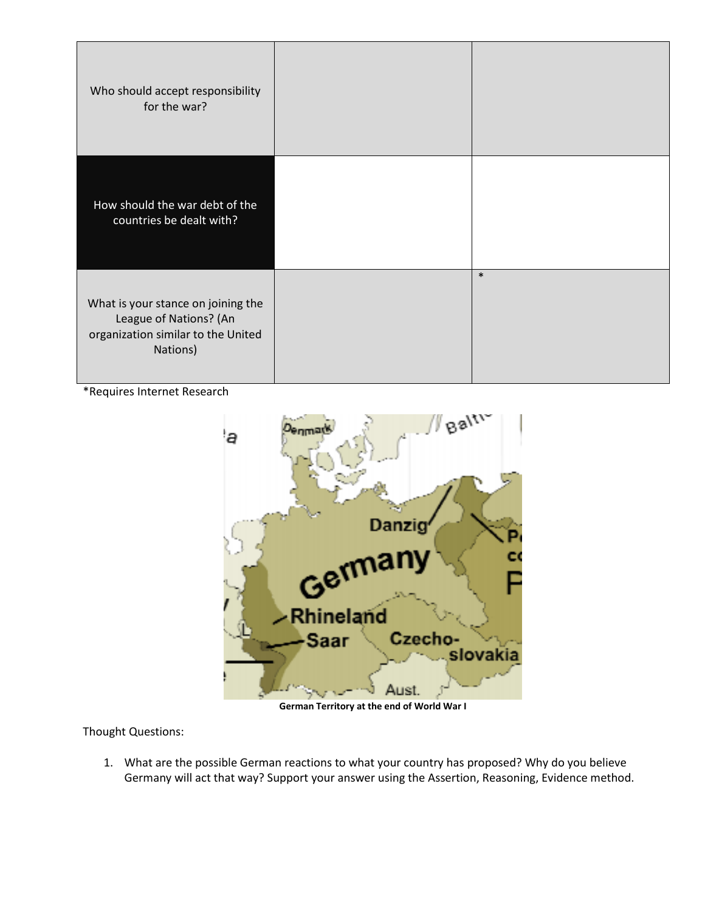| | | |
|---|---|---|
| Who should accept responsibility for the war? | | |
| How should the war debt of the countries be dealt with? | | |
| What is your stance on joining the League of Nations? (An organization similar to the United Nations) | | * |

*Requires Internet Research

German Territory at the end of World War I

Thought Questions:

1. What are the possible German reactions to what your country has proposed? Why do you believe Germany will act that way? Support your answer using the Assertion, Reasoning, Evidence method.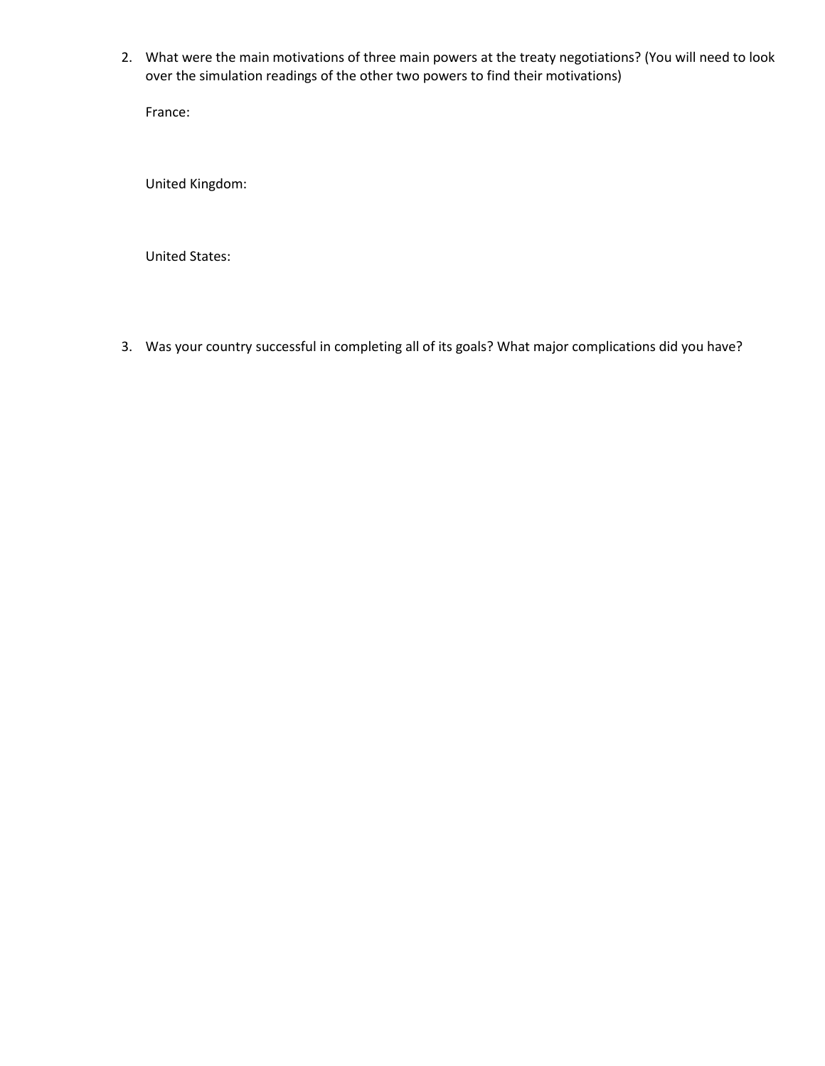2. What were the main motivations of three main powers at the treaty negotiations? (You will need to look over the simulation readings of the other two powers to find their motivations)

   France:

   United Kingdom:

   United States:

3. Was your country successful in completing all of its goals? What major complications did you have?